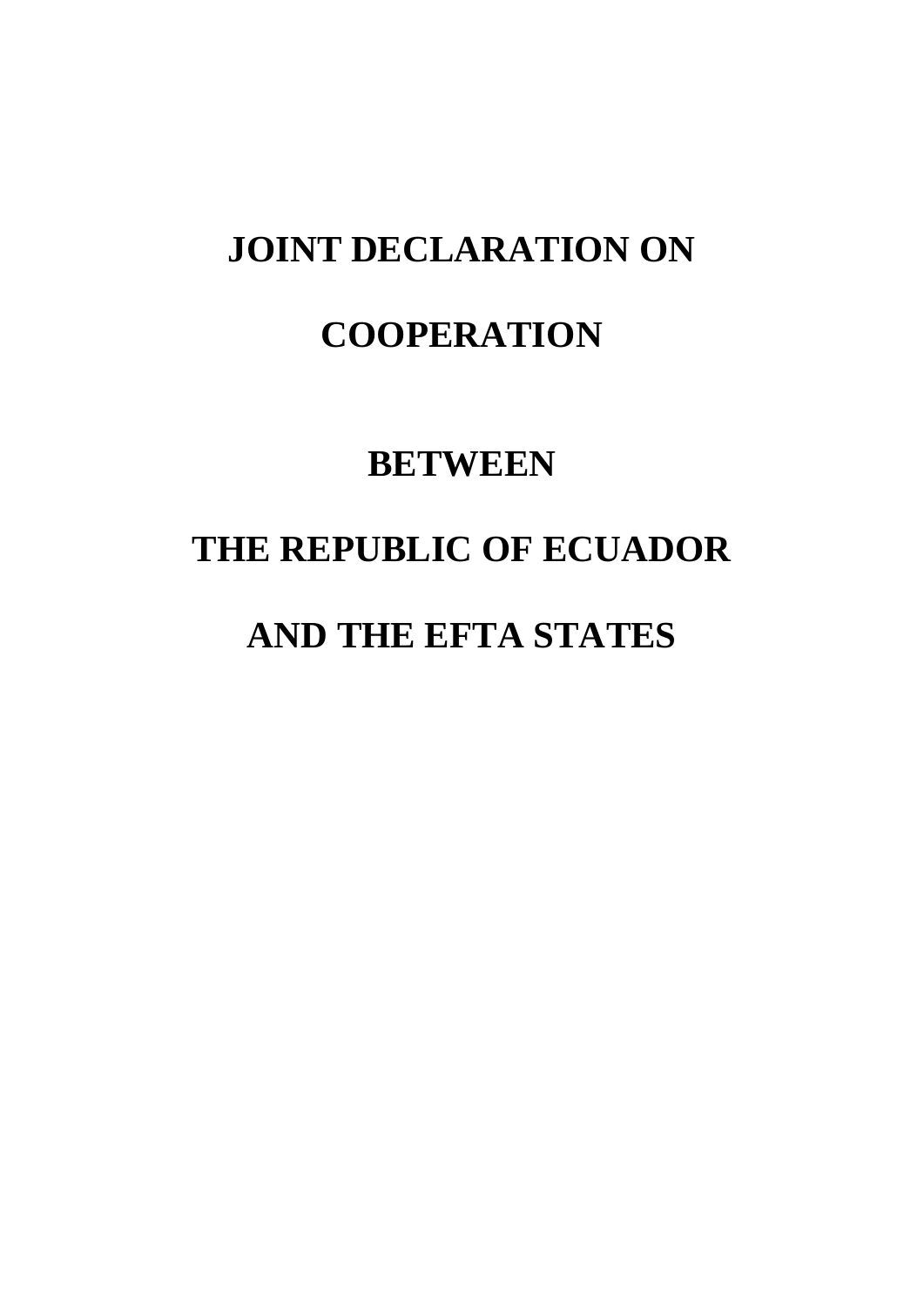# JOINT DECLARATION ON

# COOPERATION

# BETWEEN

# THE REPUBLIC OF ECUADOR

# AND THE EFTA STATES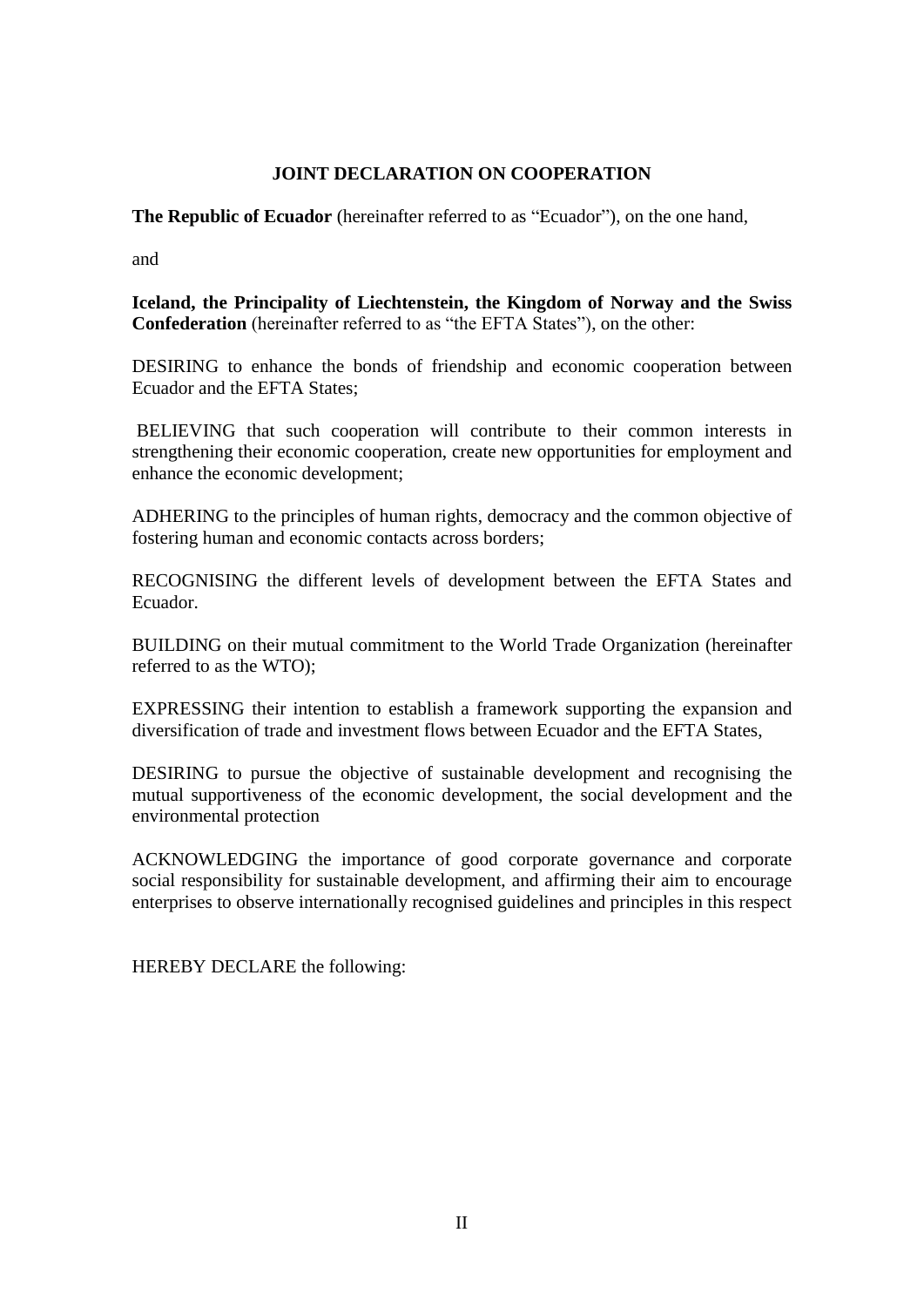**JOINT DECLARATION ON COOPERATION**

**The Republic of Ecuador** (hereinafter referred to as "Ecuador"), on the one hand,

and

**Iceland, the Principality of Liechtenstein, the Kingdom of Norway and the Swiss Confederation** (hereinafter referred to as "the EFTA States"), on the other:

DESIRING to enhance the bonds of friendship and economic cooperation between Ecuador and the EFTA States;

BELIEVING that such cooperation will contribute to their common interests in strengthening their economic cooperation, create new opportunities for employment and enhance the economic development;

ADHERING to the principles of human rights, democracy and the common objective of fostering human and economic contacts across borders;

RECOGNISING the different levels of development between the EFTA States and Ecuador.

BUILDING on their mutual commitment to the World Trade Organization (hereinafter referred to as the WTO);

EXPRESSING their intention to establish a framework supporting the expansion and diversification of trade and investment flows between Ecuador and the EFTA States,

DESIRING to pursue the objective of sustainable development and recognising the mutual supportiveness of the economic development, the social development and the environmental protection

ACKNOWLEDGING the importance of good corporate governance and corporate social responsibility for sustainable development, and affirming their aim to encourage enterprises to observe internationally recognised guidelines and principles in this respect

HEREBY DECLARE the following: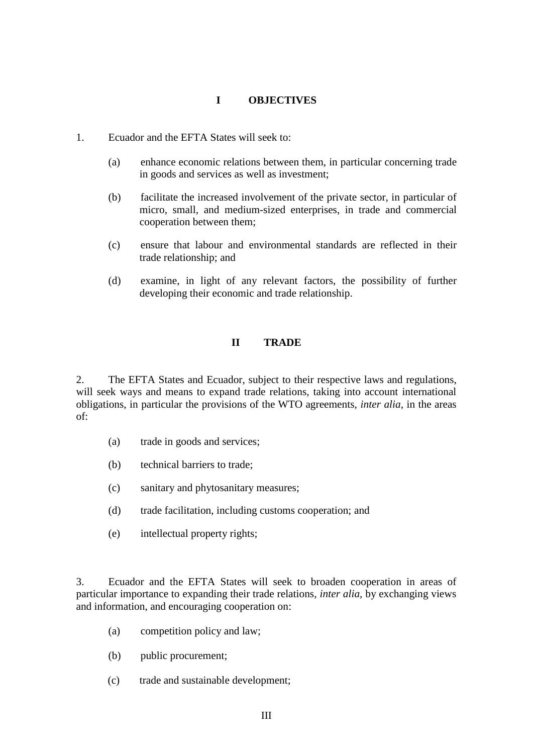## I OBJECTIVES

1. Ecuador and the EFTA States will seek to:

   (a) enhance economic relations between them, in particular concerning trade in goods and services as well as investment;

   (b) facilitate the increased involvement of the private sector, in particular of micro, small, and medium-sized enterprises, in trade and commercial cooperation between them;

   (c) ensure that labour and environmental standards are reflected in their trade relationship; and

   (d) examine, in light of any relevant factors, the possibility of further developing their economic and trade relationship.

## II TRADE

2. The EFTA States and Ecuador, subject to their respective laws and regulations, will seek ways and means to expand trade relations, taking into account international obligations, in particular the provisions of the WTO agreements, *inter alia*, in the areas of:

   (a) trade in goods and services;

   (b) technical barriers to trade;

   (c) sanitary and phytosanitary measures;

   (d) trade facilitation, including customs cooperation; and

   (e) intellectual property rights;

3. Ecuador and the EFTA States will seek to broaden cooperation in areas of particular importance to expanding their trade relations, *inter alia*, by exchanging views and information, and encouraging cooperation on:

   (a) competition policy and law;

   (b) public procurement;

   (c) trade and sustainable development;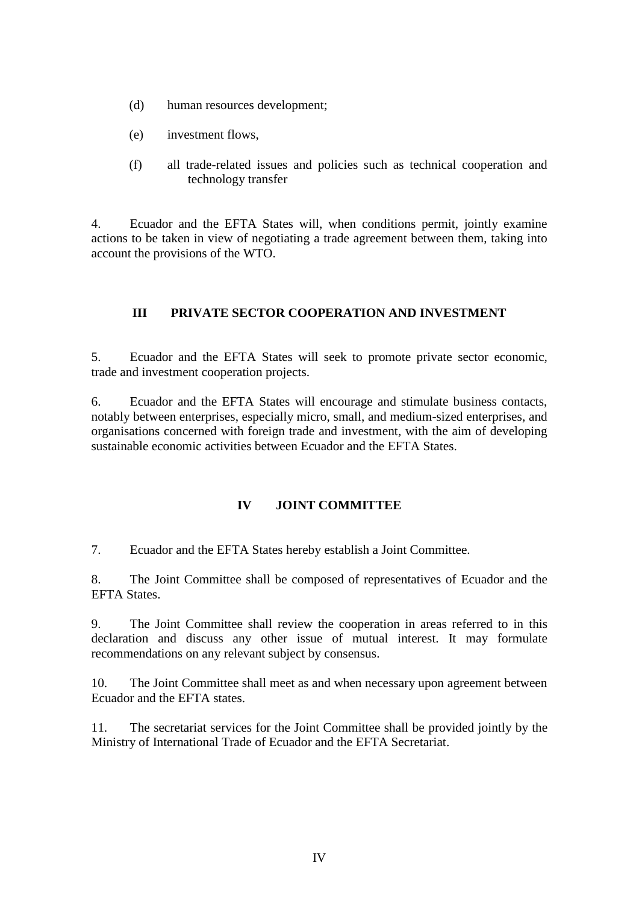(d) human resources development;

(e) investment flows,

(f) all trade-related issues and policies such as technical cooperation and technology transfer

4. Ecuador and the EFTA States will, when conditions permit, jointly examine actions to be taken in view of negotiating a trade agreement between them, taking into account the provisions of the WTO.

## III PRIVATE SECTOR COOPERATION AND INVESTMENT

5. Ecuador and the EFTA States will seek to promote private sector economic, trade and investment cooperation projects.

6. Ecuador and the EFTA States will encourage and stimulate business contacts, notably between enterprises, especially micro, small, and medium-sized enterprises, and organisations concerned with foreign trade and investment, with the aim of developing sustainable economic activities between Ecuador and the EFTA States.

## IV JOINT COMMITTEE

7. Ecuador and the EFTA States hereby establish a Joint Committee.

8. The Joint Committee shall be composed of representatives of Ecuador and the EFTA States.

9. The Joint Committee shall review the cooperation in areas referred to in this declaration and discuss any other issue of mutual interest. It may formulate recommendations on any relevant subject by consensus.

10. The Joint Committee shall meet as and when necessary upon agreement between Ecuador and the EFTA states.

11. The secretariat services for the Joint Committee shall be provided jointly by the Ministry of International Trade of Ecuador and the EFTA Secretariat.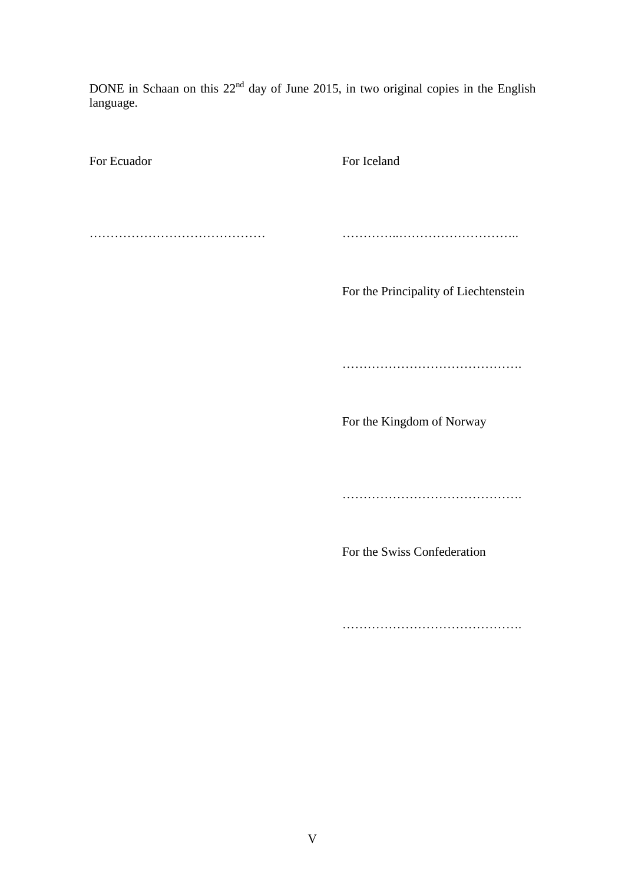DONE in Schaan on this 22nd day of June 2015, in two original copies in the English language.

For Ecuador

……………………………………

For Iceland

…………..………………………..

For the Principality of Liechtenstein

…………………………………….

For the Kingdom of Norway

…………………………………….

For the Swiss Confederation

…………………………………….